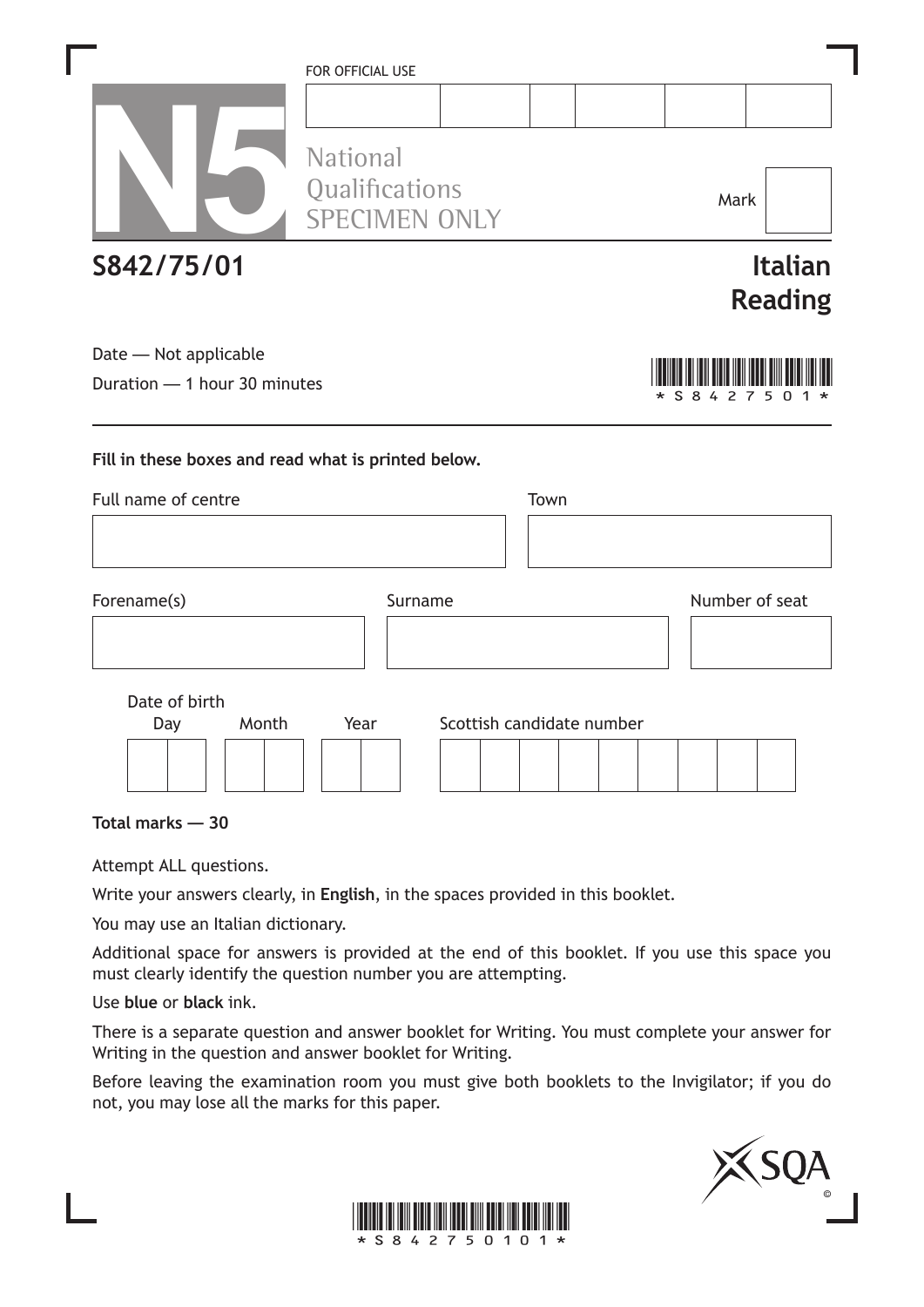FOR OFFICIAL USE

| | | | | | |
|---|---|---|---|---|---|
| | | | | | |

**N5** National Qualifications SPECIMEN ONLY

Mark

**S842/75/01**

# Italian Reading

Date — Not applicable

Duration — 1 hour 30 minutes

*S842501*

**Fill in these boxes and read what is printed below.**

Full name of centre

Town

Forename(s)

Surname

Number of seat

Date of birth

Day Month Year

Scottish candidate number

**Total marks — 30**

Attempt ALL questions.

Write your answers clearly, in **English**, in the spaces provided in this booklet.

You may use an Italian dictionary.

Additional space for answers is provided at the end of this booklet. If you use this space you must clearly identify the question number you are attempting.

Use **blue** or **black** ink.

There is a separate question and answer booklet for Writing. You must complete your answer for Writing in the question and answer booklet for Writing.

Before leaving the examination room you must give both booklets to the Invigilator; if you do not, you may lose all the marks for this paper.

*S84275010 1*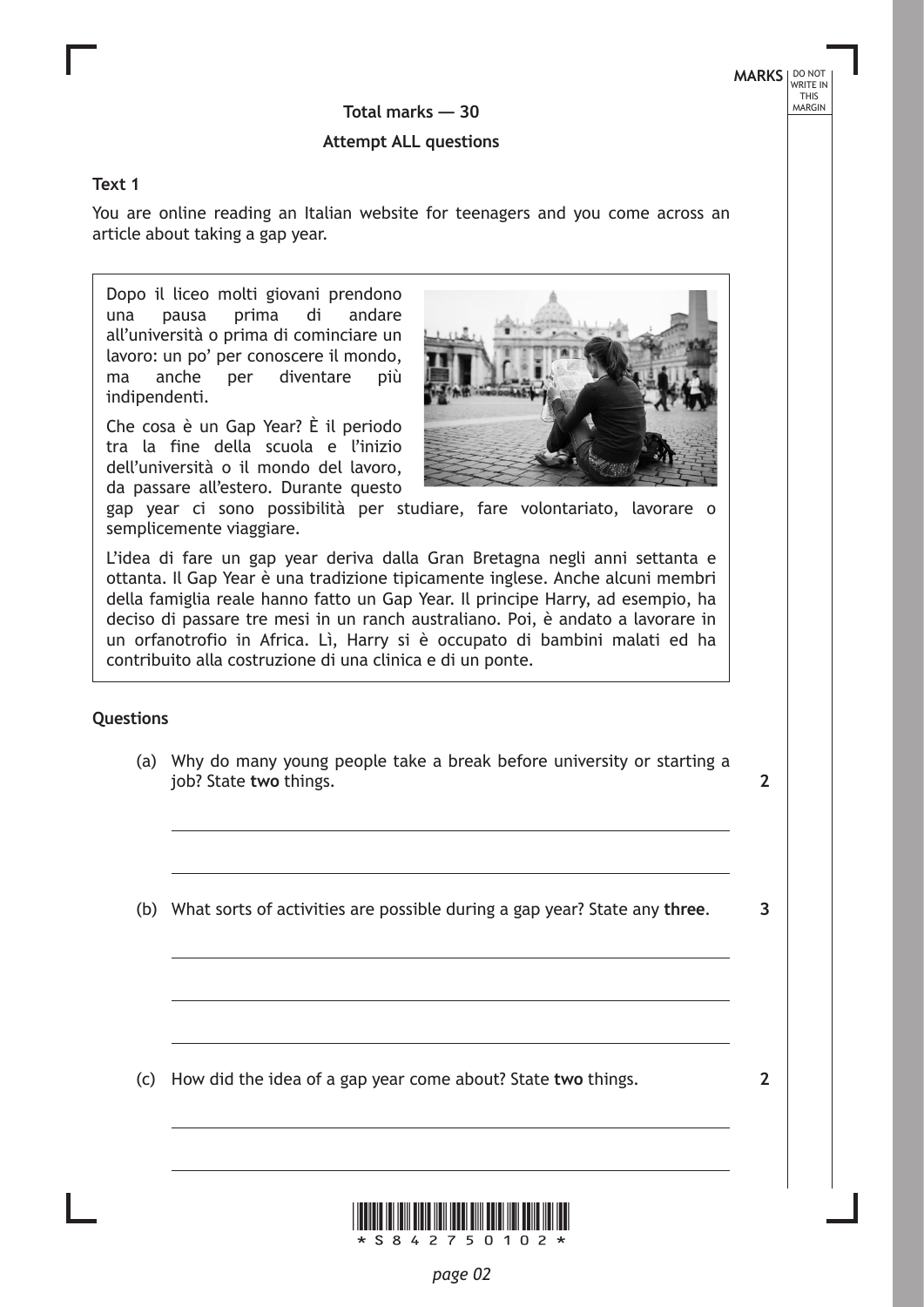**Total marks — 30**

**Attempt ALL questions**

**Text 1**

You are online reading an Italian website for teenagers and you come across an article about taking a gap year.

> Dopo il liceo molti giovani prendono una pausa prima di andare all'università o prima di cominciare un lavoro: un po' per conoscere il mondo, ma anche per diventare più indipendenti.
>
> Che cosa è un Gap Year? È il periodo tra la fine della scuola e l'inizio dell'università o il mondo del lavoro, da passare all'estero. Durante questo gap year ci sono possibilità per studiare, fare volontariato, lavorare o semplicemente viaggiare.
>
> L'idea di fare un gap year deriva dalla Gran Bretagna negli anni settanta e ottanta. Il Gap Year è una tradizione tipicamente inglese. Anche alcuni membri della famiglia reale hanno fatto un Gap Year. Il principe Harry, ad esempio, ha deciso di passare tre mesi in un ranch australiano. Poi, è andato a lavorare in un orfanotrofio in Africa. Lì, Harry si è occupato di bambini malati ed ha contribuito alla costruzione di una clinica e di un ponte.

**Questions**

(a) Why do many young people take a break before university or starting a job? State **two** things. **2**

(b) What sorts of activities are possible during a gap year? State any **three**. **3**

(c) How did the idea of a gap year come about? State **two** things. **2**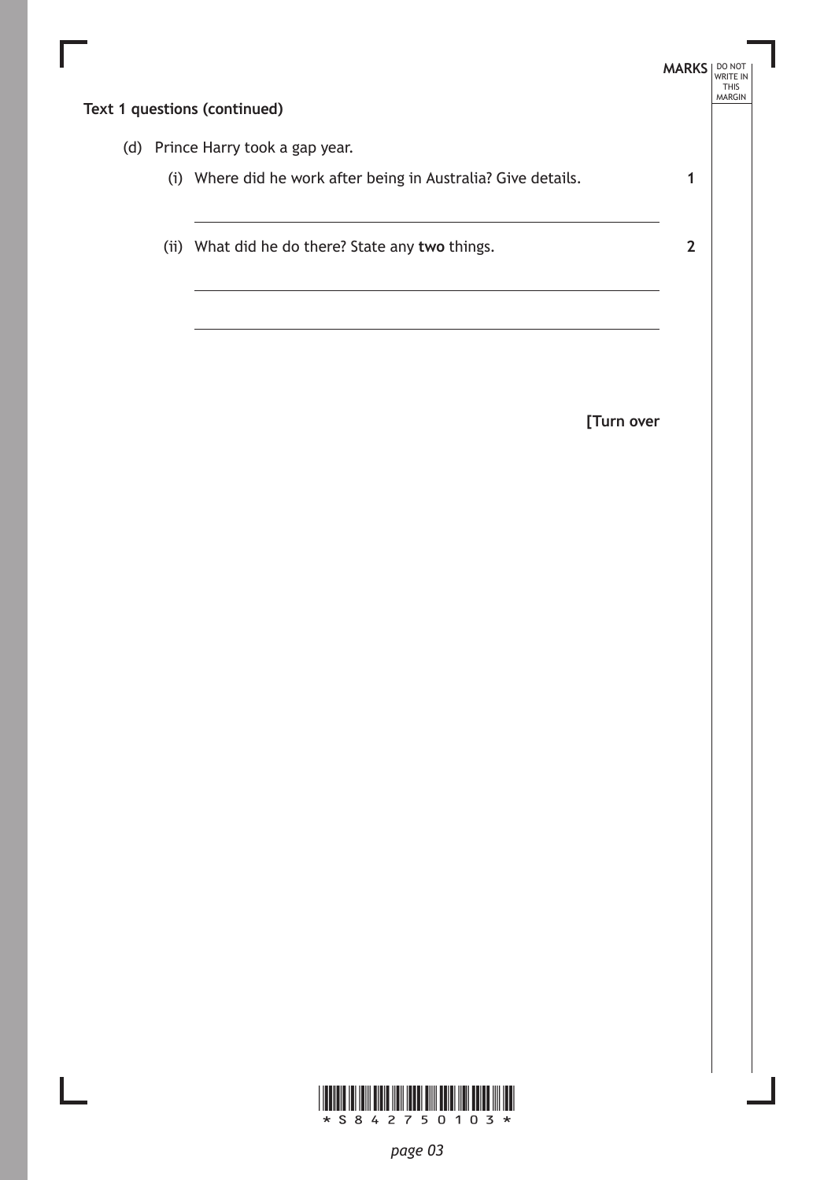**Text 1 questions (continued)**

(d) Prince Harry took a gap year.

(i) Where did he work after being in Australia? Give details. **1**

(ii) What did he do there? State any **two** things. **2**

**[Turn over**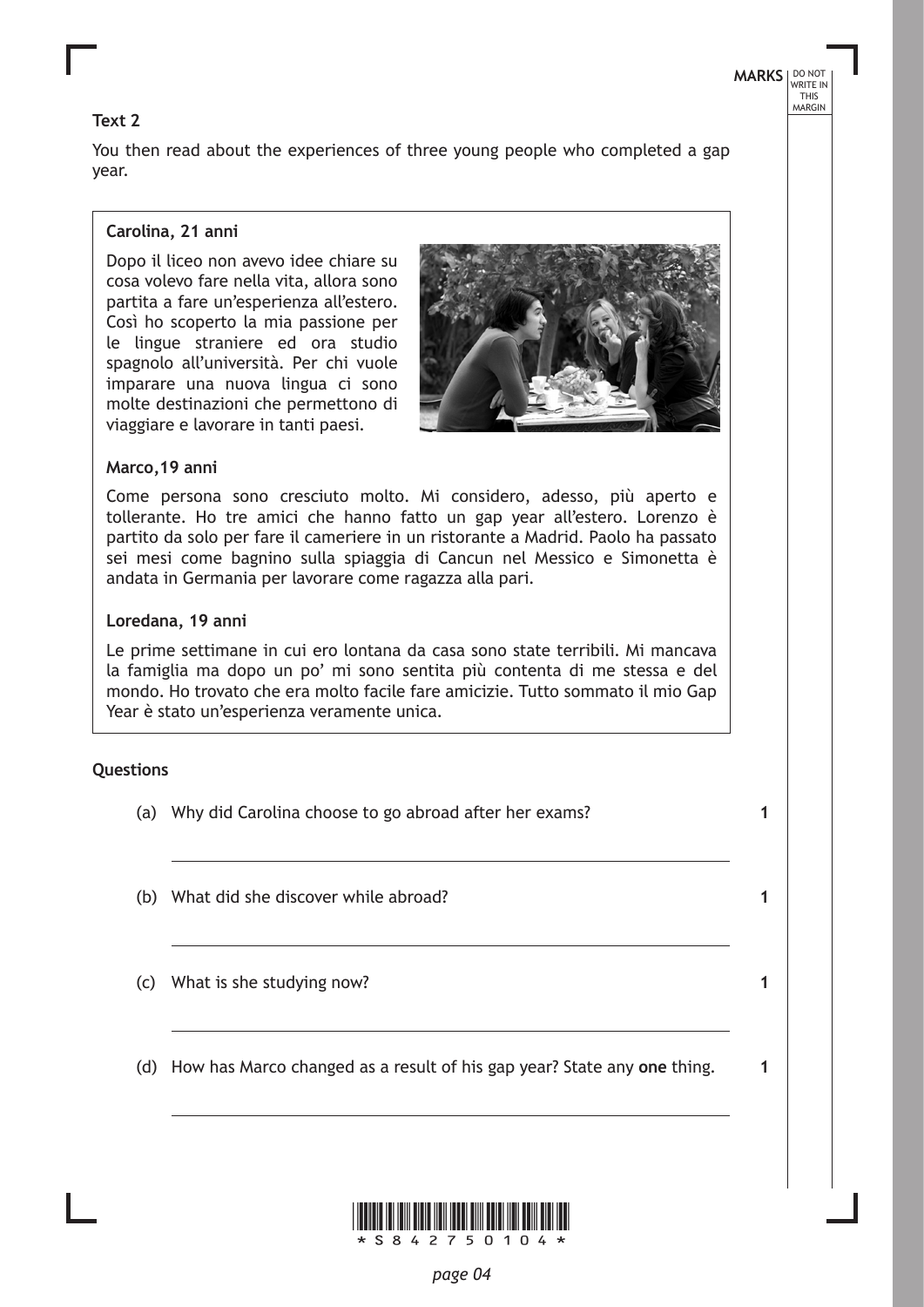**Text 2**

You then read about the experiences of three young people who completed a gap year.

**Carolina, 21 anni**

Dopo il liceo non avevo idee chiare su cosa volevo fare nella vita, allora sono partita a fare un'esperienza all'estero. Così ho scoperto la mia passione per le lingue straniere ed ora studio spagnolo all'università. Per chi vuole imparare una nuova lingua ci sono molte destinazioni che permettono di viaggiare e lavorare in tanti paesi.

**Marco,19 anni**

Come persona sono cresciuto molto. Mi considero, adesso, più aperto e tollerante. Ho tre amici che hanno fatto un gap year all'estero. Lorenzo è partito da solo per fare il cameriere in un ristorante a Madrid. Paolo ha passato sei mesi come bagnino sulla spiaggia di Cancun nel Messico e Simonetta è andata in Germania per lavorare come ragazza alla pari.

**Loredana, 19 anni**

Le prime settimane in cui ero lontana da casa sono state terribili. Mi mancava la famiglia ma dopo un po' mi sono sentita più contenta di me stessa e del mondo. Ho trovato che era molto facile fare amicizie. Tutto sommato il mio Gap Year è stato un'esperienza veramente unica.

**Questions**

| | | MARKS |
|---|---|---|
| (a) | Why did Carolina choose to go abroad after her exams? | 1 |
| (b) | What did she discover while abroad? | 1 |
| (c) | What is she studying now? | 1 |
| (d) | How has Marco changed as a result of his gap year? State any **one** thing. | 1 |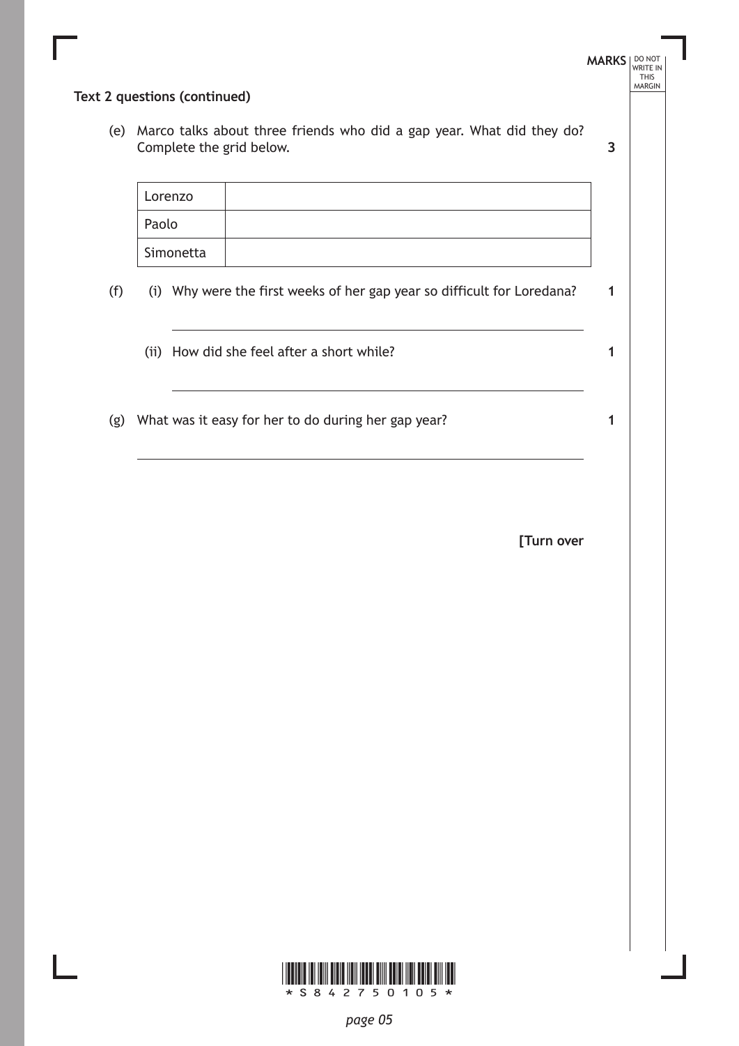**Text 2 questions (continued)**

(e) Marco talks about three friends who did a gap year. What did they do? Complete the grid below. **3**

| Lorenzo | |
|---|---|
| Paolo | |
| Simonetta | |

(f) (i) Why were the first weeks of her gap year so difficult for Loredana? **1**

(ii) How did she feel after a short while? **1**

(g) What was it easy for her to do during her gap year? **1**

**[Turn over**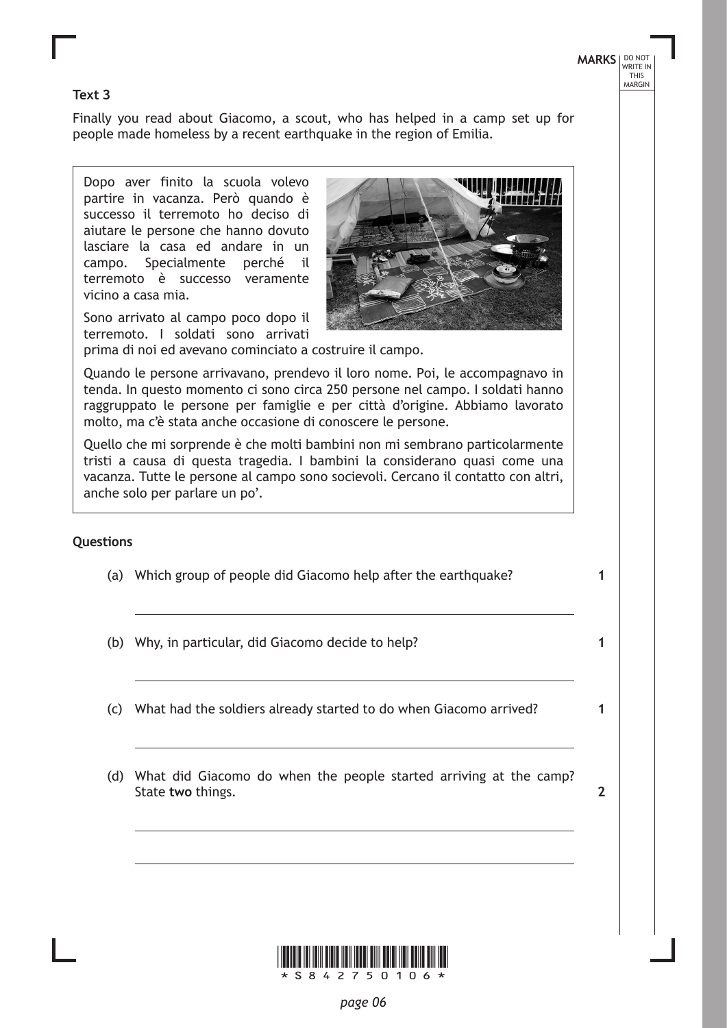### Text 3

Finally you read about Giacomo, a scout, who has helped in a camp set up for people made homeless by a recent earthquake in the region of Emilia.

> Dopo aver finito la scuola volevo partire in vacanza. Però quando è successo il terremoto ho deciso di aiutare le persone che hanno dovuto lasciare la casa ed andare in un campo. Specialmente perché il terremoto è successo veramente vicino a casa mia.
>
> Sono arrivato al campo poco dopo il terremoto. I soldati sono arrivati prima di noi ed avevano cominciato a costruire il campo.
>
> Quando le persone arrivavano, prendevo il loro nome. Poi, le accompagnavo in tenda. In questo momento ci sono circa 250 persone nel campo. I soldati hanno raggruppato le persone per famiglie e per città d'origine. Abbiamo lavorato molto, ma c'è stata anche occasione di conoscere le persone.
>
> Quello che mi sorprende è che molti bambini non mi sembrano particolarmente tristi a causa di questa tragedia. I bambini la considerano quasi come una vacanza. Tutte le persone al campo sono socievoli. Cercano il contatto con altri, anche solo per parlare un po'.

### Questions

| | | MARKS |
|---|---|---|
| (a) | Which group of people did Giacomo help after the earthquake? | 1 |
| (b) | Why, in particular, did Giacomo decide to help? | 1 |
| (c) | What had the soldiers already started to do when Giacomo arrived? | 1 |
| (d) | What did Giacomo do when the people started arriving at the camp? State **two** things. | 2 |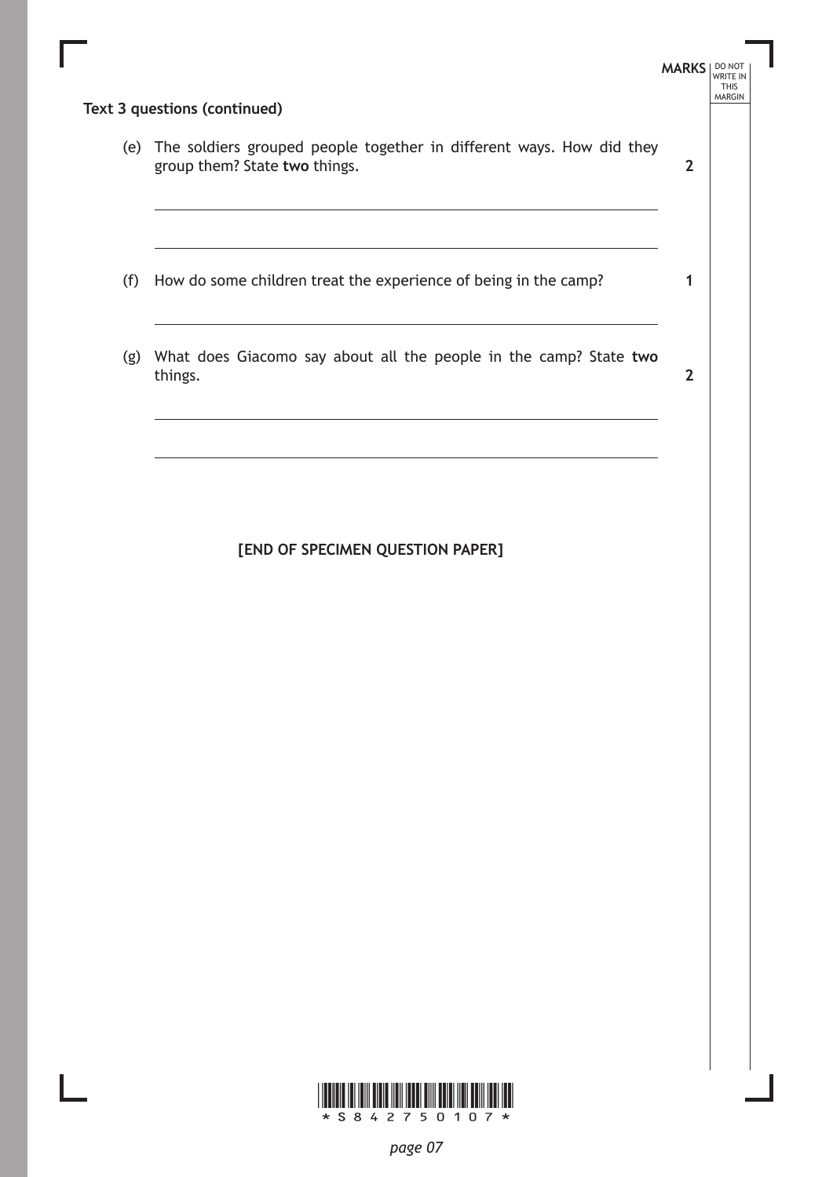**Text 3 questions (continued)**

(e) The soldiers grouped people together in different ways. How did they group them? State **two** things. **2**

(f) How do some children treat the experience of being in the camp? **1**

(g) What does Giacomo say about all the people in the camp? State **two** things. **2**

**[END OF SPECIMEN QUESTION PAPER]**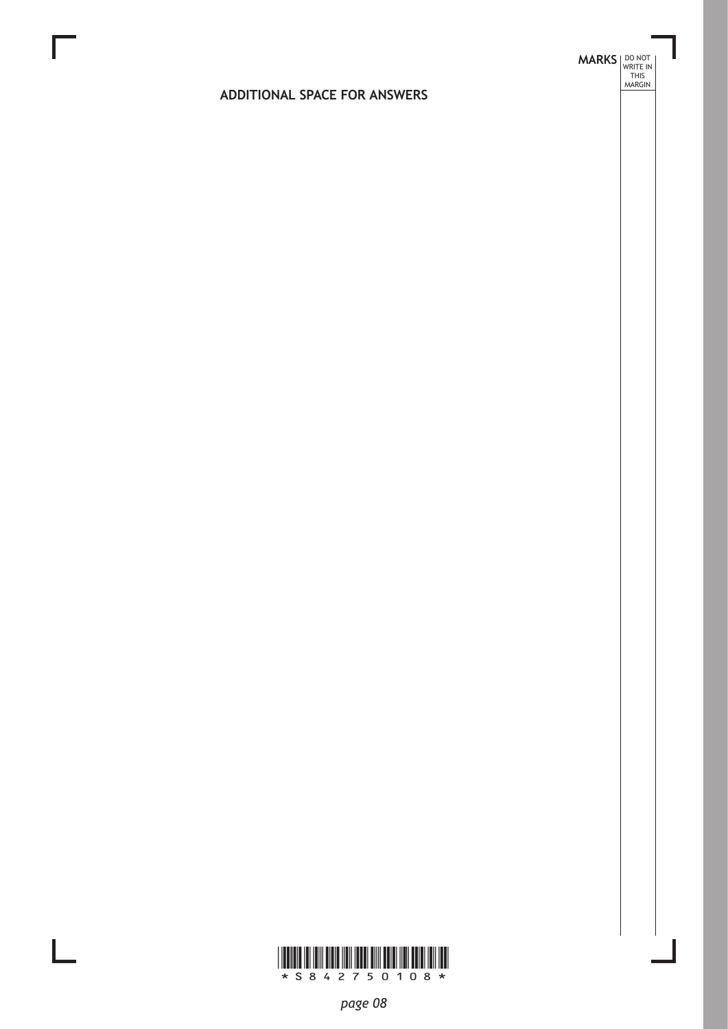## ADDITIONAL SPACE FOR ANSWERS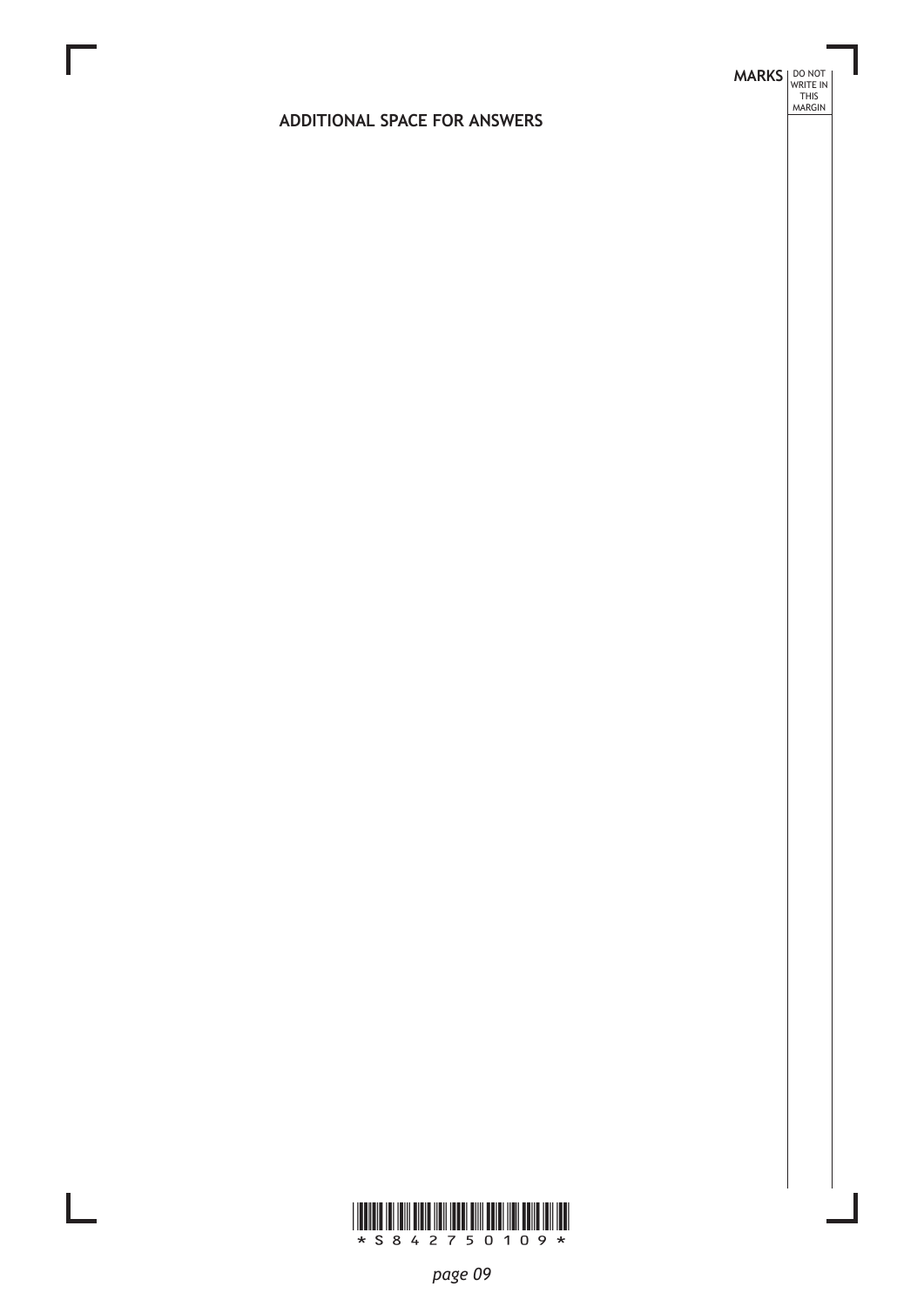## ADDITIONAL SPACE FOR ANSWERS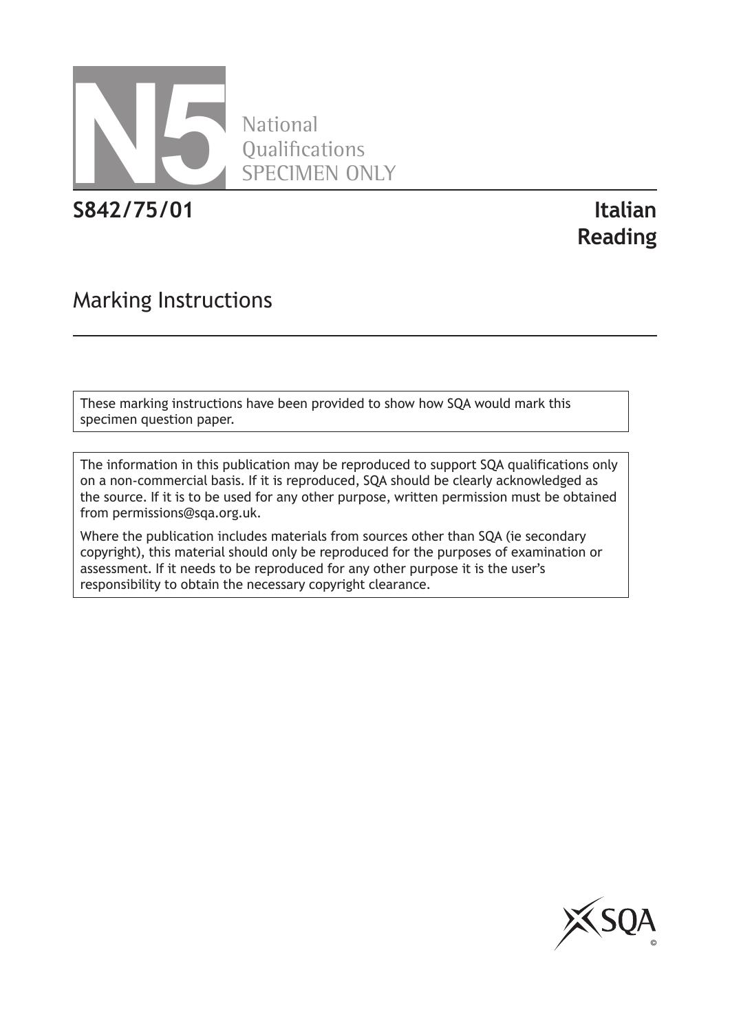National Qualifications SPECIMEN ONLY

**S842/75/01**

**Italian Reading**

## Marking Instructions

These marking instructions have been provided to show how SQA would mark this specimen question paper.

The information in this publication may be reproduced to support SQA qualifications only on a non-commercial basis. If it is reproduced, SQA should be clearly acknowledged as the source. If it is to be used for any other purpose, written permission must be obtained from permissions@sqa.org.uk.

Where the publication includes materials from sources other than SQA (ie secondary copyright), this material should only be reproduced for the purposes of examination or assessment. If it needs to be reproduced for any other purpose it is the user's responsibility to obtain the necessary copyright clearance.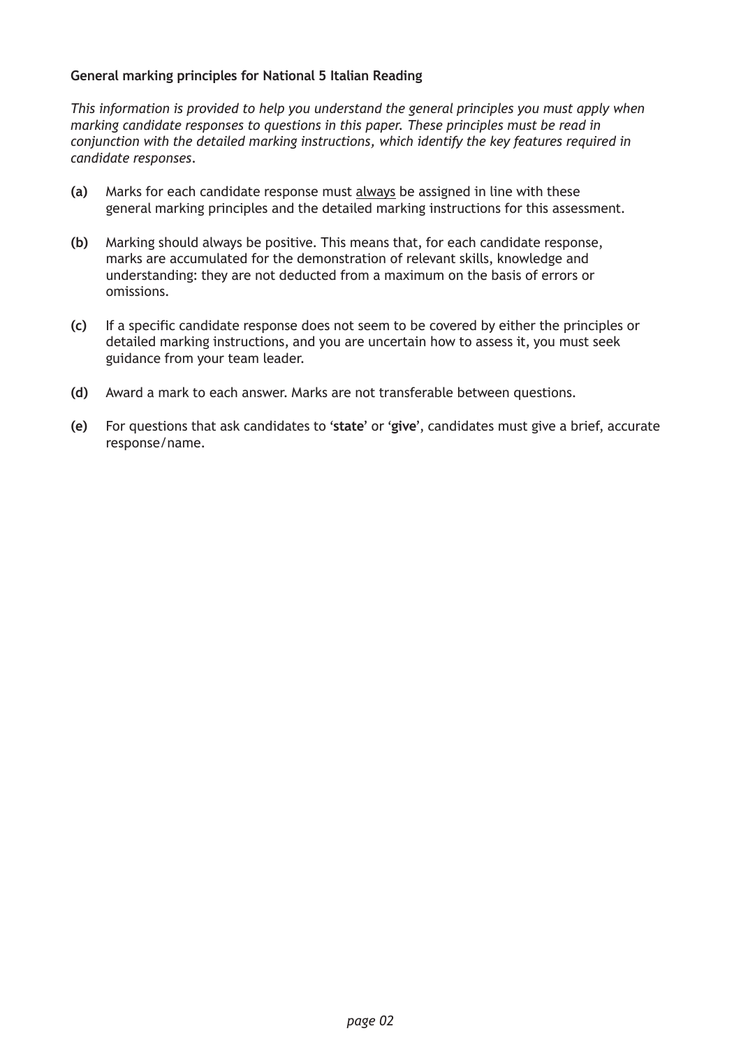**General marking principles for National 5 Italian Reading**

*This information is provided to help you understand the general principles you must apply when marking candidate responses to questions in this paper. These principles must be read in conjunction with the detailed marking instructions, which identify the key features required in candidate responses.*

**(a)** Marks for each candidate response must always be assigned in line with these general marking principles and the detailed marking instructions for this assessment.

**(b)** Marking should always be positive. This means that, for each candidate response, marks are accumulated for the demonstration of relevant skills, knowledge and understanding: they are not deducted from a maximum on the basis of errors or omissions.

**(c)** If a specific candidate response does not seem to be covered by either the principles or detailed marking instructions, and you are uncertain how to assess it, you must seek guidance from your team leader.

**(d)** Award a mark to each answer. Marks are not transferable between questions.

**(e)** For questions that ask candidates to '**state**' or '**give**', candidates must give a brief, accurate response/name.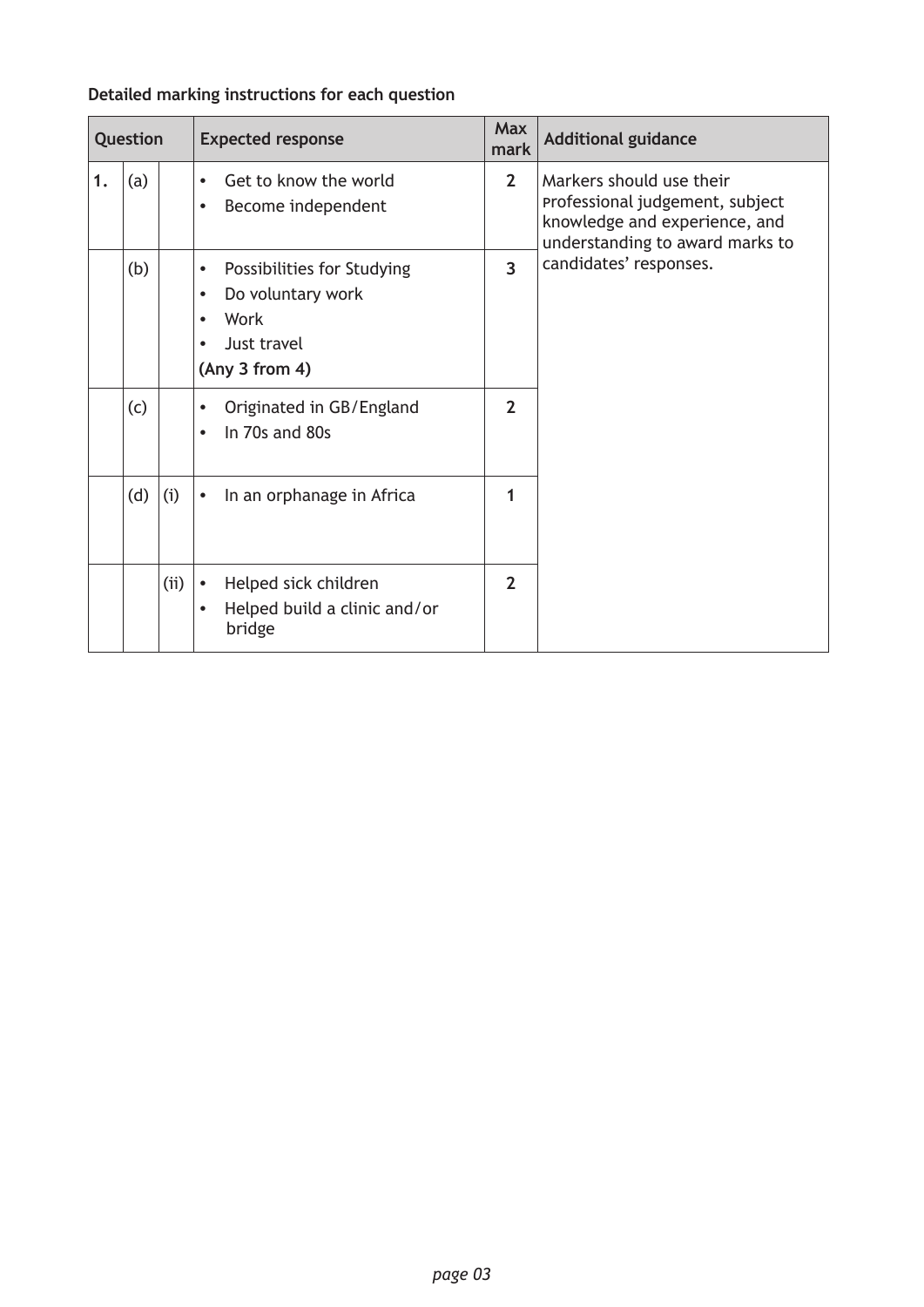**Detailed marking instructions for each question**

| Question | | | Expected response | Max mark | Additional guidance |
|---|---|---|---|---|---|
| 1. | (a) | | • Get to know the world<br>• Become independent | 2 | Markers should use their professional judgement, subject knowledge and experience, and understanding to award marks to candidates' responses. |
| | (b) | | • Possibilities for Studying<br>• Do voluntary work<br>• Work<br>• Just travel<br>**(Any 3 from 4)** | 3 | |
| | (c) | | • Originated in GB/England<br>• In 70s and 80s | 2 | |
| | (d) | (i) | • In an orphanage in Africa | 1 | |
| | | (ii) | • Helped sick children<br>• Helped build a clinic and/or bridge | 2 | |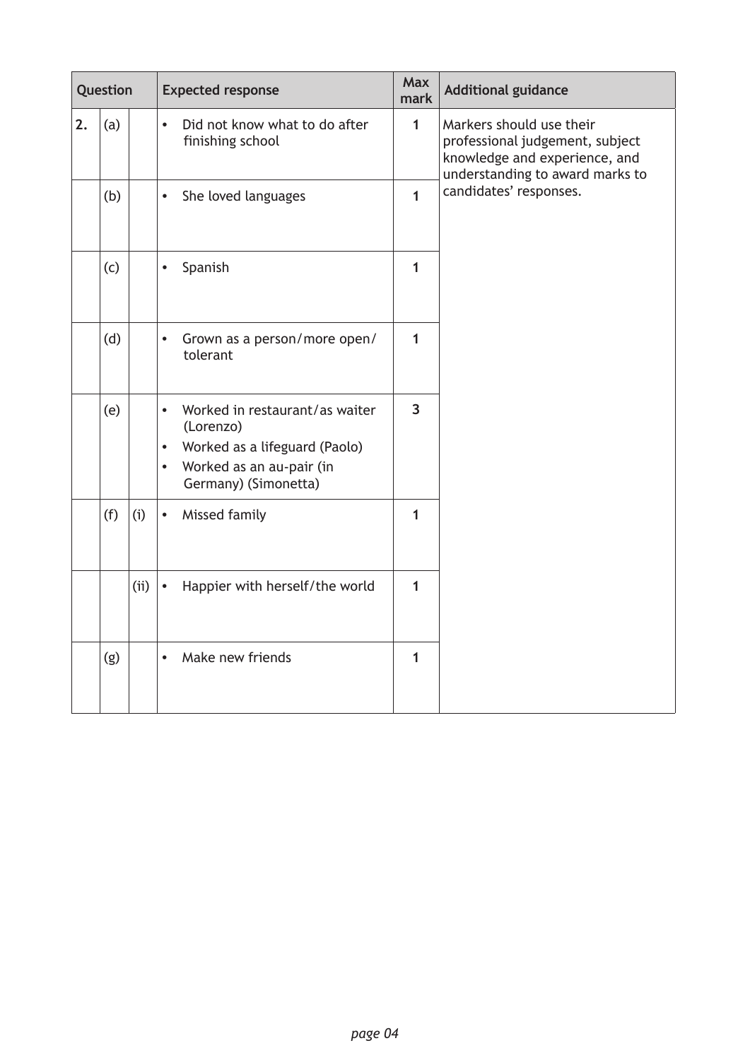| Question | | | Expected response | Max mark | Additional guidance |
|---|---|---|---|---|---|
| 2. | (a) | | • Did not know what to do after finishing school | 1 | Markers should use their professional judgement, subject knowledge and experience, and understanding to award marks to candidates' responses. |
| | (b) | | • She loved languages | 1 | |
| | (c) | | • Spanish | 1 | |
| | (d) | | • Grown as a person/more open/ tolerant | 1 | |
| | (e) | | • Worked in restaurant/as waiter (Lorenzo)<br>• Worked as a lifeguard (Paolo)<br>• Worked as an au-pair (in Germany) (Simonetta) | 3 | |
| | (f) | (i) | • Missed family | 1 | |
| | | (ii) | • Happier with herself/the world | 1 | |
| | (g) | | • Make new friends | 1 | |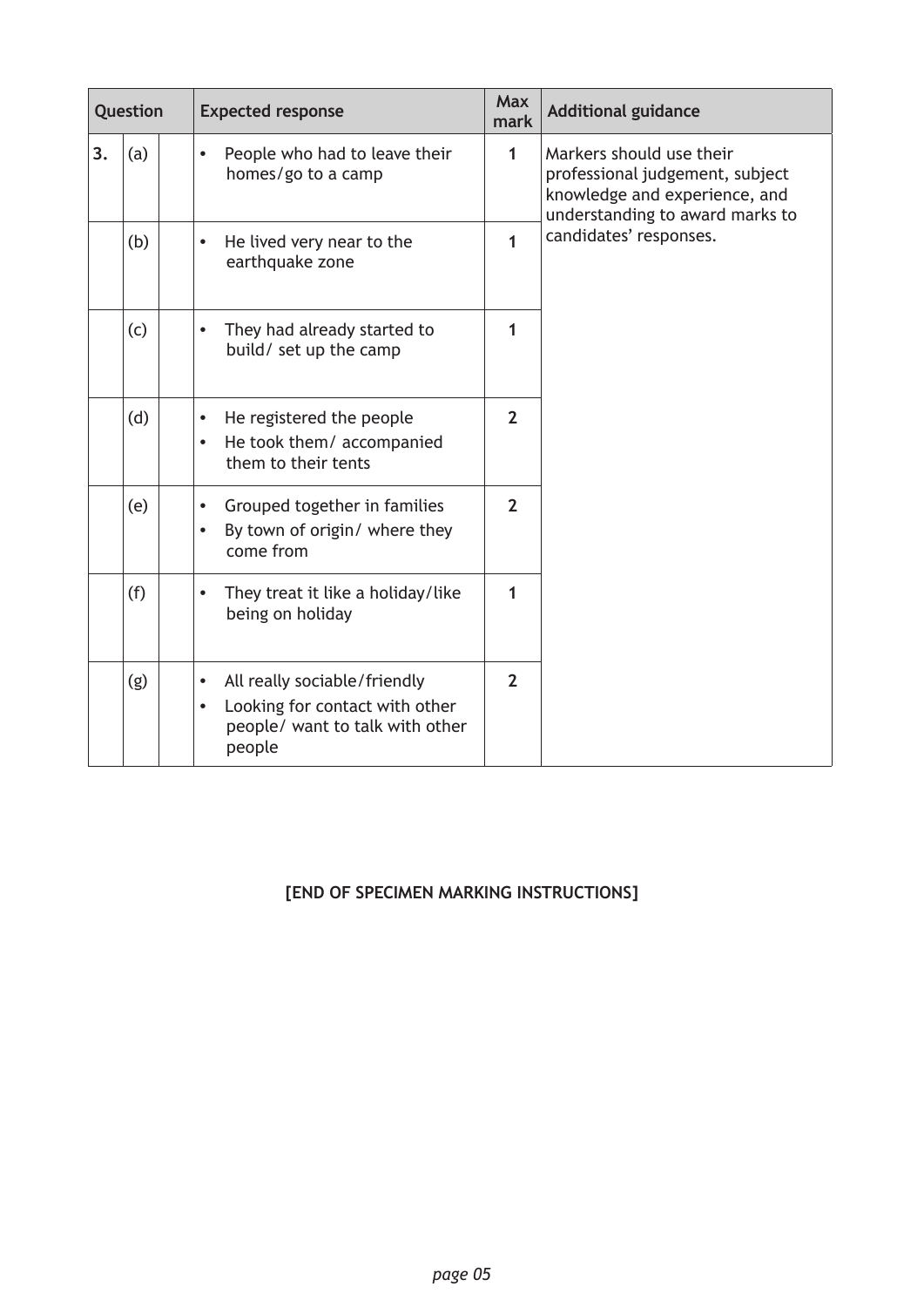| Question | | | Expected response | Max mark | Additional guidance |
|---|---|---|---|---|---|
| 3. | (a) | | • People who had to leave their homes/go to a camp | 1 | Markers should use their professional judgement, subject knowledge and experience, and understanding to award marks to candidates' responses. |
| | (b) | | • He lived very near to the earthquake zone | 1 | |
| | (c) | | • They had already started to build/ set up the camp | 1 | |
| | (d) | | • He registered the people<br>• He took them/ accompanied them to their tents | 2 | |
| | (e) | | • Grouped together in families<br>• By town of origin/ where they come from | 2 | |
| | (f) | | • They treat it like a holiday/like being on holiday | 1 | |
| | (g) | | • All really sociable/friendly<br>• Looking for contact with other people/ want to talk with other people | 2 | |

**[END OF SPECIMEN MARKING INSTRUCTIONS]**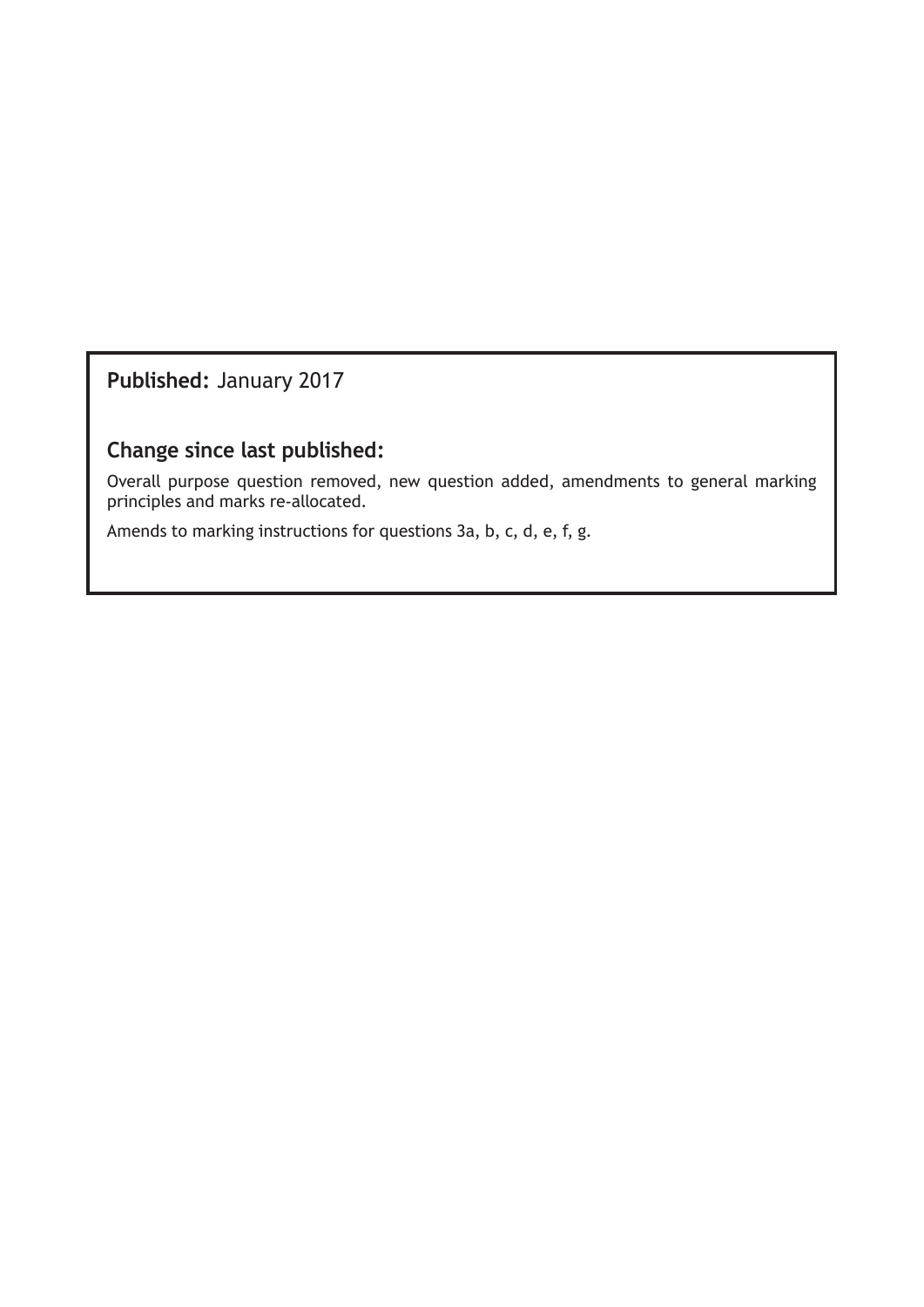**Published:** January 2017

## Change since last published:

Overall purpose question removed, new question added, amendments to general marking principles and marks re-allocated.

Amends to marking instructions for questions 3a, b, c, d, e, f, g.